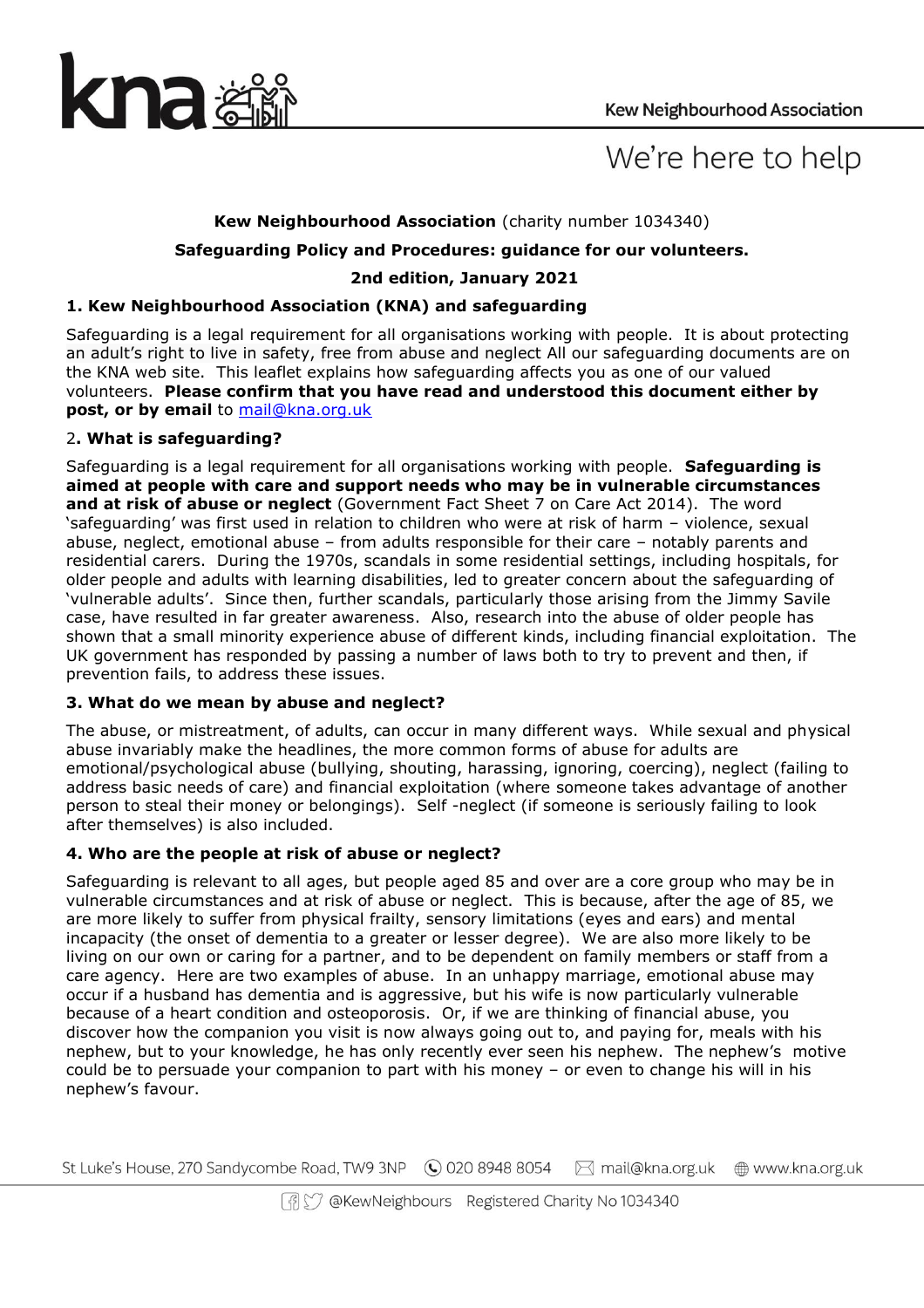We're here to help

**Kew Neighbourhood Association** (charity number 1034340)

**Safeguarding Policy and Procedures: guidance for our volunteers.**

**2nd edition, January 2021**

## 1. Kew Neighbourhood Association (KNA) and safeguarding

Safeguarding is a legal requirement for all organisations working with people. It is about protecting an adult's right to live in safety, free from abuse and neglect All our safeguarding documents are on the KNA web site. This leaflet explains how safeguarding affects you as one of our valued volunteers. **Please confirm that you have read and understood this document either by post, or by email** to mail@kna.org.uk

## 2. What is safeguarding?

Safeguarding is a legal requirement for all organisations working with people. **Safeguarding is aimed at people with care and support needs who may be in vulnerable circumstances and at risk of abuse or neglect** (Government Fact Sheet 7 on Care Act 2014). The word 'safeguarding' was first used in relation to children who were at risk of harm – violence, sexual abuse, neglect, emotional abuse – from adults responsible for their care – notably parents and residential carers. During the 1970s, scandals in some residential settings, including hospitals, for older people and adults with learning disabilities, led to greater concern about the safeguarding of 'vulnerable adults'. Since then, further scandals, particularly those arising from the Jimmy Savile case, have resulted in far greater awareness. Also, research into the abuse of older people has shown that a small minority experience abuse of different kinds, including financial exploitation. The UK government has responded by passing a number of laws both to try to prevent and then, if prevention fails, to address these issues.

## 3. What do we mean by abuse and neglect?

The abuse, or mistreatment, of adults, can occur in many different ways. While sexual and physical abuse invariably make the headlines, the more common forms of abuse for adults are emotional/psychological abuse (bullying, shouting, harassing, ignoring, coercing), neglect (failing to address basic needs of care) and financial exploitation (where someone takes advantage of another person to steal their money or belongings). Self -neglect (if someone is seriously failing to look after themselves) is also included.

## 4. Who are the people at risk of abuse or neglect?

Safeguarding is relevant to all ages, but people aged 85 and over are a core group who may be in vulnerable circumstances and at risk of abuse or neglect. This is because, after the age of 85, we are more likely to suffer from physical frailty, sensory limitations (eyes and ears) and mental incapacity (the onset of dementia to a greater or lesser degree). We are also more likely to be living on our own or caring for a partner, and to be dependent on family members or staff from a care agency. Here are two examples of abuse. In an unhappy marriage, emotional abuse may occur if a husband has dementia and is aggressive, but his wife is now particularly vulnerable because of a heart condition and osteoporosis. Or, if we are thinking of financial abuse, you discover how the companion you visit is now always going out to, and paying for, meals with his nephew, but to your knowledge, he has only recently ever seen his nephew. The nephew's motive could be to persuade your companion to part with his money – or even to change his will in his nephew's favour.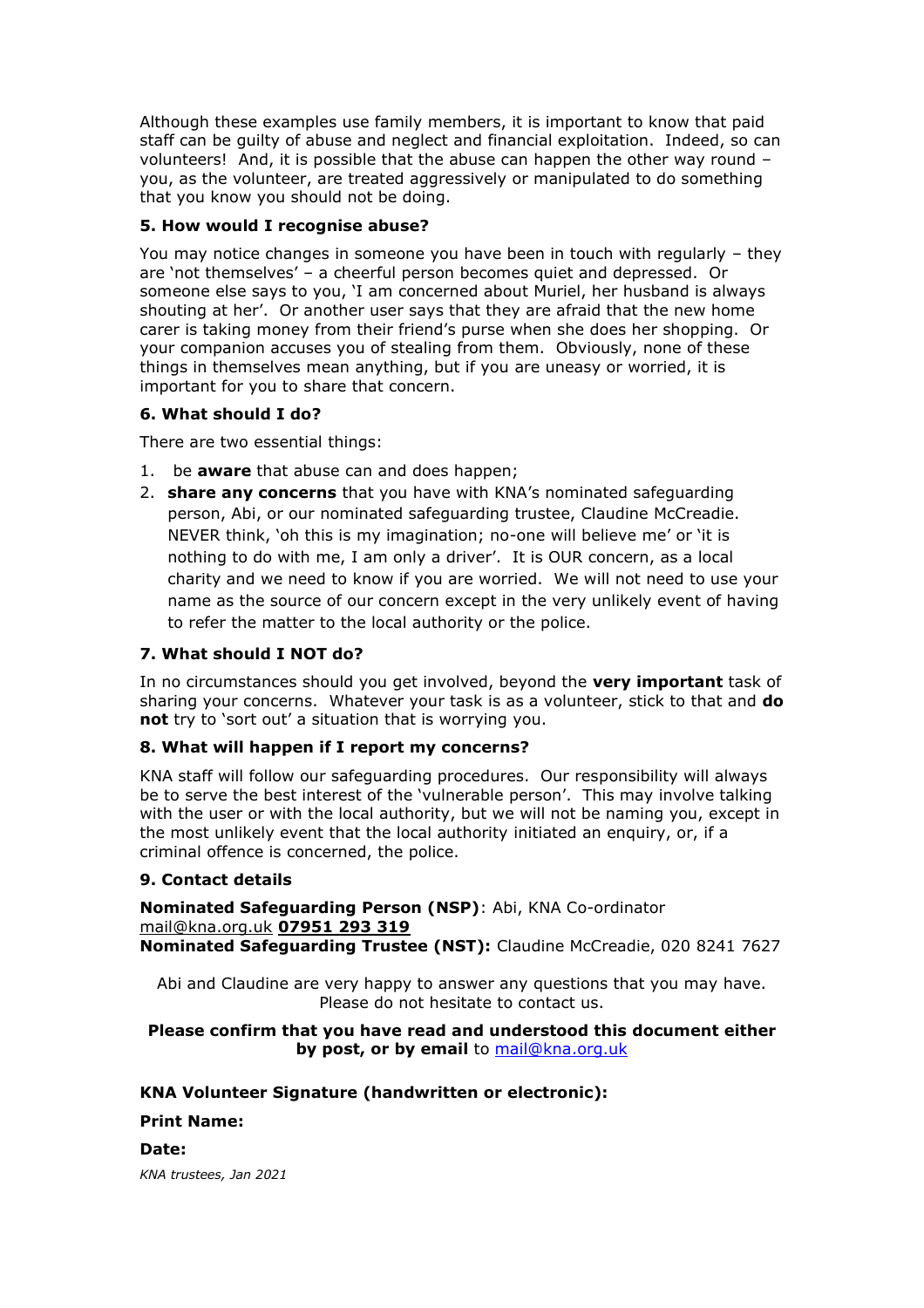Although these examples use family members, it is important to know that paid staff can be guilty of abuse and neglect and financial exploitation. Indeed, so can volunteers! And, it is possible that the abuse can happen the other way round – you, as the volunteer, are treated aggressively or manipulated to do something that you know you should not be doing.

### 5. How would I recognise abuse?

You may notice changes in someone you have been in touch with regularly – they are 'not themselves' – a cheerful person becomes quiet and depressed. Or someone else says to you, 'I am concerned about Muriel, her husband is always shouting at her'. Or another user says that they are afraid that the new home carer is taking money from their friend's purse when she does her shopping. Or your companion accuses you of stealing from them. Obviously, none of these things in themselves mean anything, but if you are uneasy or worried, it is important for you to share that concern.

### 6. What should I do?

There are two essential things:

1. be **aware** that abuse can and does happen;
2. **share any concerns** that you have with KNA's nominated safeguarding person, Abi, or our nominated safeguarding trustee, Claudine McCreadie. NEVER think, 'oh this is my imagination; no-one will believe me' or 'it is nothing to do with me, I am only a driver'. It is OUR concern, as a local charity and we need to know if you are worried. We will not need to use your name as the source of our concern except in the very unlikely event of having to refer the matter to the local authority or the police.

### 7. What should I NOT do?

In no circumstances should you get involved, beyond the **very important** task of sharing your concerns. Whatever your task is as a volunteer, stick to that and **do not** try to 'sort out' a situation that is worrying you.

### 8. What will happen if I report my concerns?

KNA staff will follow our safeguarding procedures. Our responsibility will always be to serve the best interest of the 'vulnerable person'. This may involve talking with the user or with the local authority, but we will not be naming you, except in the most unlikely event that the local authority initiated an enquiry, or, if a criminal offence is concerned, the police.

### 9. Contact details

**Nominated Safeguarding Person (NSP)**: Abi, KNA Co-ordinator
mail@kna.org.uk **07951 293 319**
**Nominated Safeguarding Trustee (NST):** Claudine McCreadie, 020 8241 7627

Abi and Claudine are very happy to answer any questions that you may have. Please do not hesitate to contact us.

**Please confirm that you have read and understood this document either by post, or by email** to mail@kna.org.uk

**KNA Volunteer Signature (handwritten or electronic):**

**Print Name:**

**Date:**

*KNA trustees, Jan 2021*